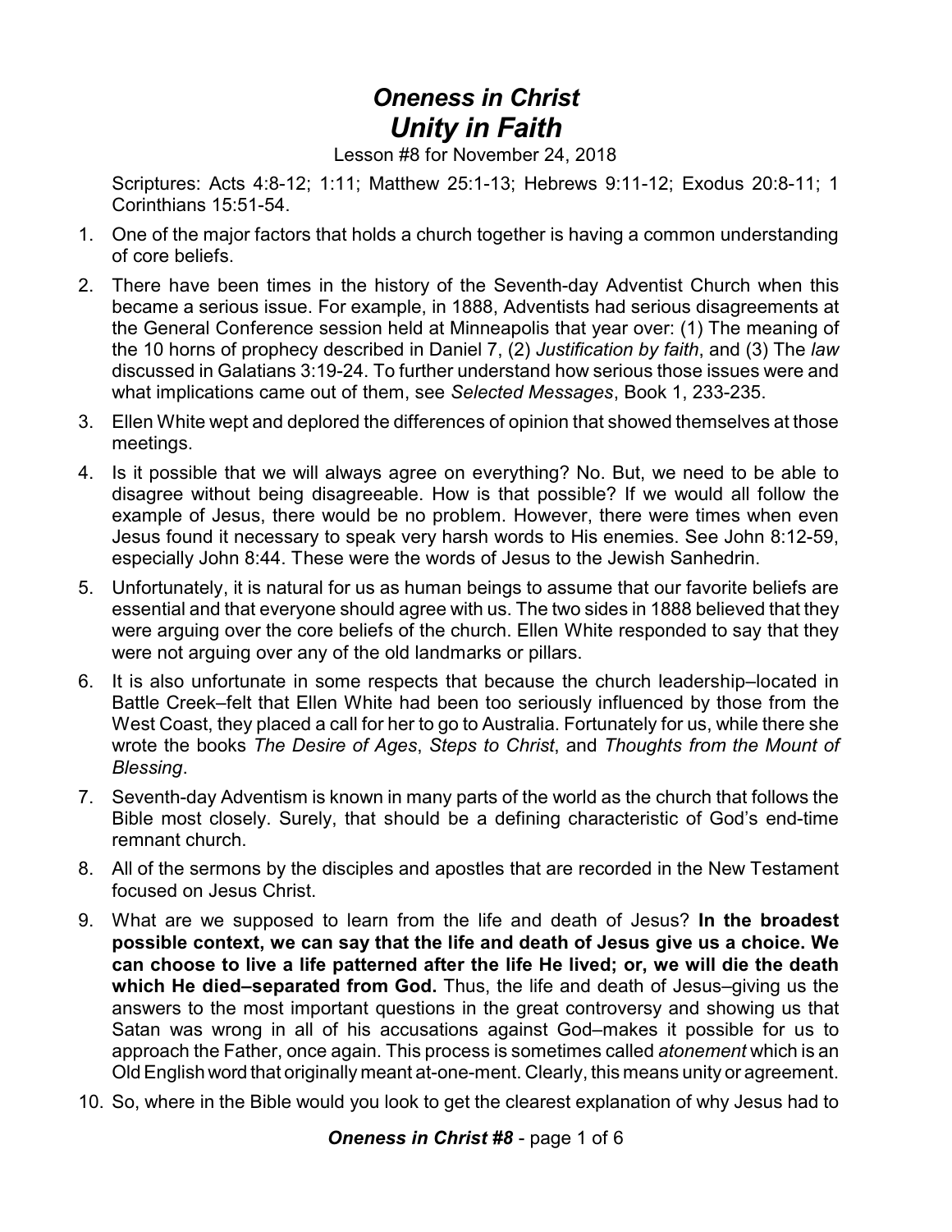# *Oneness in Christ*
# *Unity in Faith*

Lesson #8 for November 24, 2018

Scriptures: Acts 4:8-12; 1:11; Matthew 25:1-13; Hebrews 9:11-12; Exodus 20:8-11; 1 Corinthians 15:51-54.

1. One of the major factors that holds a church together is having a common understanding of core beliefs.
2. There have been times in the history of the Seventh-day Adventist Church when this became a serious issue. For example, in 1888, Adventists had serious disagreements at the General Conference session held at Minneapolis that year over: (1) The meaning of the 10 horns of prophecy described in Daniel 7, (2) *Justification by faith*, and (3) The *law* discussed in Galatians 3:19-24. To further understand how serious those issues were and what implications came out of them, see *Selected Messages*, Book 1, 233-235.
3. Ellen White wept and deplored the differences of opinion that showed themselves at those meetings.
4. Is it possible that we will always agree on everything? No. But, we need to be able to disagree without being disagreeable. How is that possible? If we would all follow the example of Jesus, there would be no problem. However, there were times when even Jesus found it necessary to speak very harsh words to His enemies. See John 8:12-59, especially John 8:44. These were the words of Jesus to the Jewish Sanhedrin.
5. Unfortunately, it is natural for us as human beings to assume that our favorite beliefs are essential and that everyone should agree with us. The two sides in 1888 believed that they were arguing over the core beliefs of the church. Ellen White responded to say that they were not arguing over any of the old landmarks or pillars.
6. It is also unfortunate in some respects that because the church leadership–located in Battle Creek–felt that Ellen White had been too seriously influenced by those from the West Coast, they placed a call for her to go to Australia. Fortunately for us, while there she wrote the books *The Desire of Ages*, *Steps to Christ*, and *Thoughts from the Mount of Blessing*.
7. Seventh-day Adventism is known in many parts of the world as the church that follows the Bible most closely. Surely, that should be a defining characteristic of God's end-time remnant church.
8. All of the sermons by the disciples and apostles that are recorded in the New Testament focused on Jesus Christ.
9. What are we supposed to learn from the life and death of Jesus? **In the broadest possible context, we can say that the life and death of Jesus give us a choice. We can choose to live a life patterned after the life He lived; or, we will die the death which He died–separated from God.** Thus, the life and death of Jesus–giving us the answers to the most important questions in the great controversy and showing us that Satan was wrong in all of his accusations against God–makes it possible for us to approach the Father, once again. This process is sometimes called *atonement* which is an Old English word that originally meant at-one-ment. Clearly, this means unity or agreement.
10. So, where in the Bible would you look to get the clearest explanation of why Jesus had to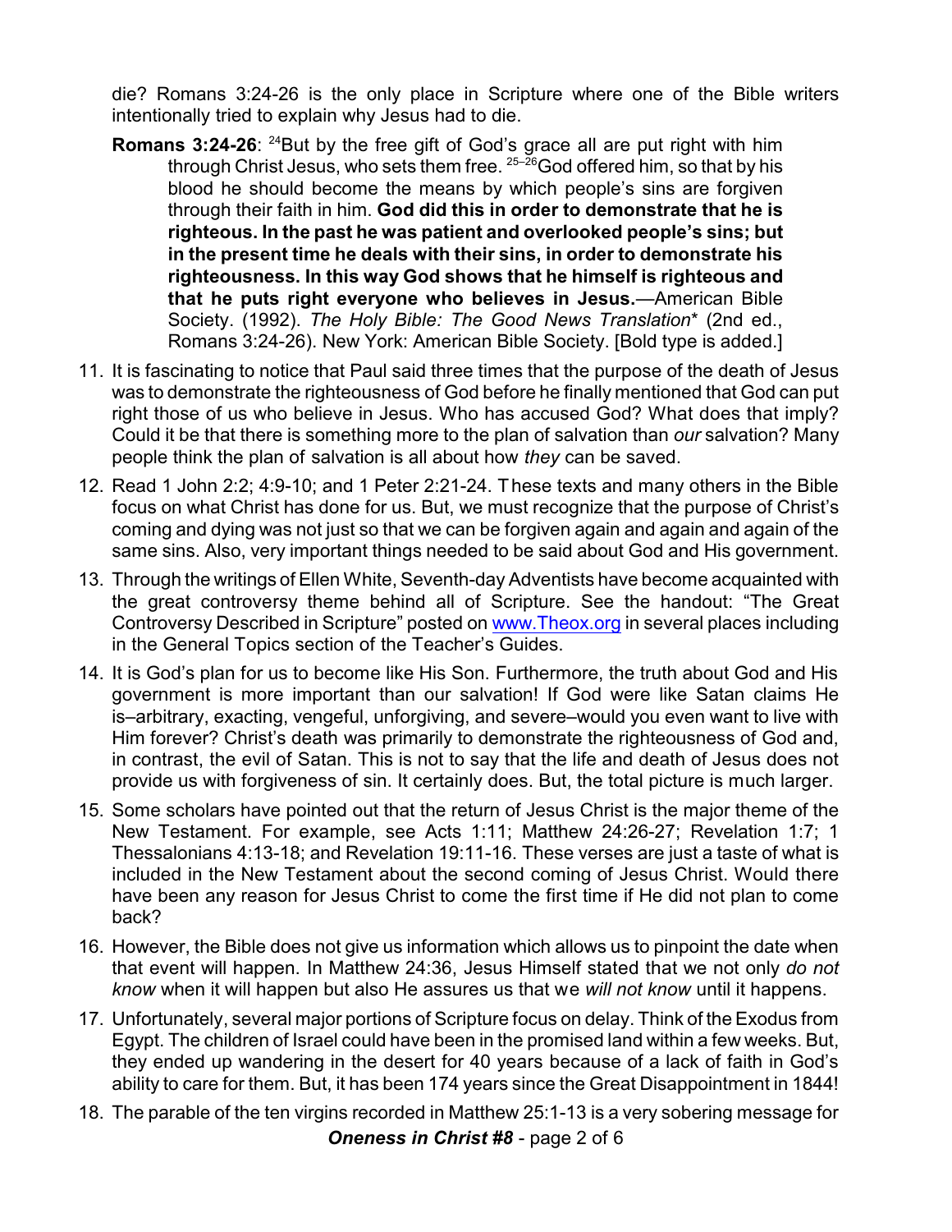die? Romans 3:24-26 is the only place in Scripture where one of the Bible writers intentionally tried to explain why Jesus had to die.

> **Romans 3:24-26**: [24]But by the free gift of God's grace all are put right with him through Christ Jesus, who sets them free. [25–26]God offered him, so that by his blood he should become the means by which people's sins are forgiven through their faith in him. **God did this in order to demonstrate that he is righteous. In the past he was patient and overlooked people's sins; but in the present time he deals with their sins, in order to demonstrate his righteousness. In this way God shows that he himself is righteous and that he puts right everyone who believes in Jesus.**—American Bible Society. (1992). *The Holy Bible: The Good News Translation*\* (2nd ed., Romans 3:24-26). New York: American Bible Society. [Bold type is added.]

11. It is fascinating to notice that Paul said three times that the purpose of the death of Jesus was to demonstrate the righteousness of God before he finally mentioned that God can put right those of us who believe in Jesus. Who has accused God? What does that imply? Could it be that there is something more to the plan of salvation than *our* salvation? Many people think the plan of salvation is all about how *they* can be saved.
12. Read 1 John 2:2; 4:9-10; and 1 Peter 2:21-24. These texts and many others in the Bible focus on what Christ has done for us. But, we must recognize that the purpose of Christ's coming and dying was not just so that we can be forgiven again and again and again of the same sins. Also, very important things needed to be said about God and His government.
13. Through the writings of Ellen White, Seventh-day Adventists have become acquainted with the great controversy theme behind all of Scripture. See the handout: "The Great Controversy Described in Scripture" posted on www.Theox.org in several places including in the General Topics section of the Teacher's Guides.
14. It is God's plan for us to become like His Son. Furthermore, the truth about God and His government is more important than our salvation! If God were like Satan claims He is–arbitrary, exacting, vengeful, unforgiving, and severe–would you even want to live with Him forever? Christ's death was primarily to demonstrate the righteousness of God and, in contrast, the evil of Satan. This is not to say that the life and death of Jesus does not provide us with forgiveness of sin. It certainly does. But, the total picture is much larger.
15. Some scholars have pointed out that the return of Jesus Christ is the major theme of the New Testament. For example, see Acts 1:11; Matthew 24:26-27; Revelation 1:7; 1 Thessalonians 4:13-18; and Revelation 19:11-16. These verses are just a taste of what is included in the New Testament about the second coming of Jesus Christ. Would there have been any reason for Jesus Christ to come the first time if He did not plan to come back?
16. However, the Bible does not give us information which allows us to pinpoint the date when that event will happen. In Matthew 24:36, Jesus Himself stated that we not only *do not know* when it will happen but also He assures us that we *will not know* until it happens.
17. Unfortunately, several major portions of Scripture focus on delay. Think of the Exodus from Egypt. The children of Israel could have been in the promised land within a few weeks. But, they ended up wandering in the desert for 40 years because of a lack of faith in God's ability to care for them. But, it has been 174 years since the Great Disappointment in 1844!
18. The parable of the ten virgins recorded in Matthew 25:1-13 is a very sobering message for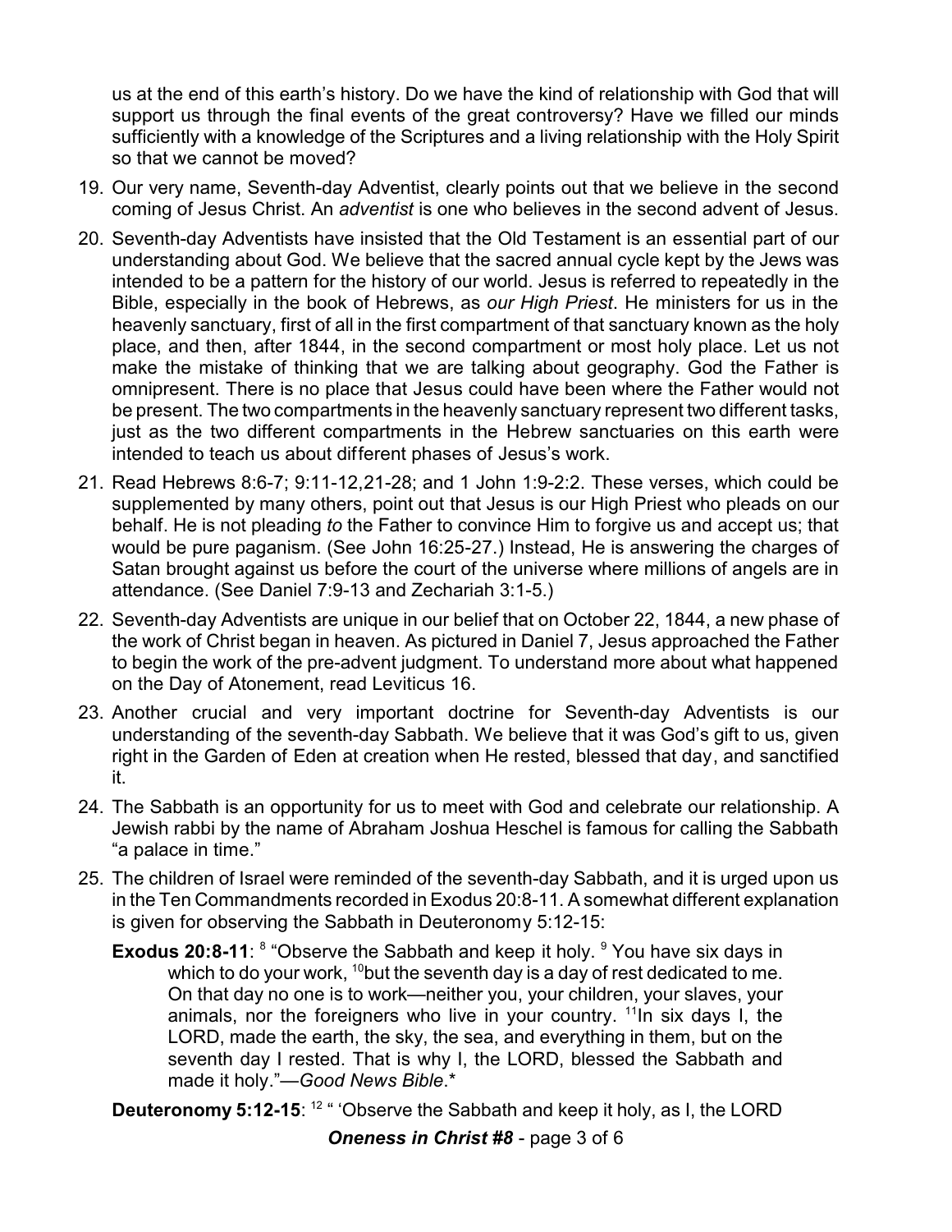us at the end of this earth's history. Do we have the kind of relationship with God that will support us through the final events of the great controversy? Have we filled our minds sufficiently with a knowledge of the Scriptures and a living relationship with the Holy Spirit so that we cannot be moved?

19. Our very name, Seventh-day Adventist, clearly points out that we believe in the second coming of Jesus Christ. An *adventist* is one who believes in the second advent of Jesus.

20. Seventh-day Adventists have insisted that the Old Testament is an essential part of our understanding about God. We believe that the sacred annual cycle kept by the Jews was intended to be a pattern for the history of our world. Jesus is referred to repeatedly in the Bible, especially in the book of Hebrews, as *our High Priest*. He ministers for us in the heavenly sanctuary, first of all in the first compartment of that sanctuary known as the holy place, and then, after 1844, in the second compartment or most holy place. Let us not make the mistake of thinking that we are talking about geography. God the Father is omnipresent. There is no place that Jesus could have been where the Father would not be present. The two compartments in the heavenly sanctuary represent two different tasks, just as the two different compartments in the Hebrew sanctuaries on this earth were intended to teach us about different phases of Jesus's work.

21. Read Hebrews 8:6-7; 9:11-12,21-28; and 1 John 1:9-2:2. These verses, which could be supplemented by many others, point out that Jesus is our High Priest who pleads on our behalf. He is not pleading *to* the Father to convince Him to forgive us and accept us; that would be pure paganism. (See John 16:25-27.) Instead, He is answering the charges of Satan brought against us before the court of the universe where millions of angels are in attendance. (See Daniel 7:9-13 and Zechariah 3:1-5.)

22. Seventh-day Adventists are unique in our belief that on October 22, 1844, a new phase of the work of Christ began in heaven. As pictured in Daniel 7, Jesus approached the Father to begin the work of the pre-advent judgment. To understand more about what happened on the Day of Atonement, read Leviticus 16.

23. Another crucial and very important doctrine for Seventh-day Adventists is our understanding of the seventh-day Sabbath. We believe that it was God's gift to us, given right in the Garden of Eden at creation when He rested, blessed that day, and sanctified it.

24. The Sabbath is an opportunity for us to meet with God and celebrate our relationship. A Jewish rabbi by the name of Abraham Joshua Heschel is famous for calling the Sabbath "a palace in time."

25. The children of Israel were reminded of the seventh-day Sabbath, and it is urged upon us in the Ten Commandments recorded in Exodus 20:8-11. A somewhat different explanation is given for observing the Sabbath in Deuteronomy 5:12-15:

    **Exodus 20:8-11**: [8] "Observe the Sabbath and keep it holy. [9] You have six days in which to do your work, [10]but the seventh day is a day of rest dedicated to me. On that day no one is to work—neither you, your children, your slaves, your animals, nor the foreigners who live in your country. [11]In six days I, the LORD, made the earth, the sky, the sea, and everything in them, but on the seventh day I rested. That is why I, the LORD, blessed the Sabbath and made it holy."—*Good News Bible*.*

    **Deuteronomy 5:12-15**: [12] " 'Observe the Sabbath and keep it holy, as I, the LORD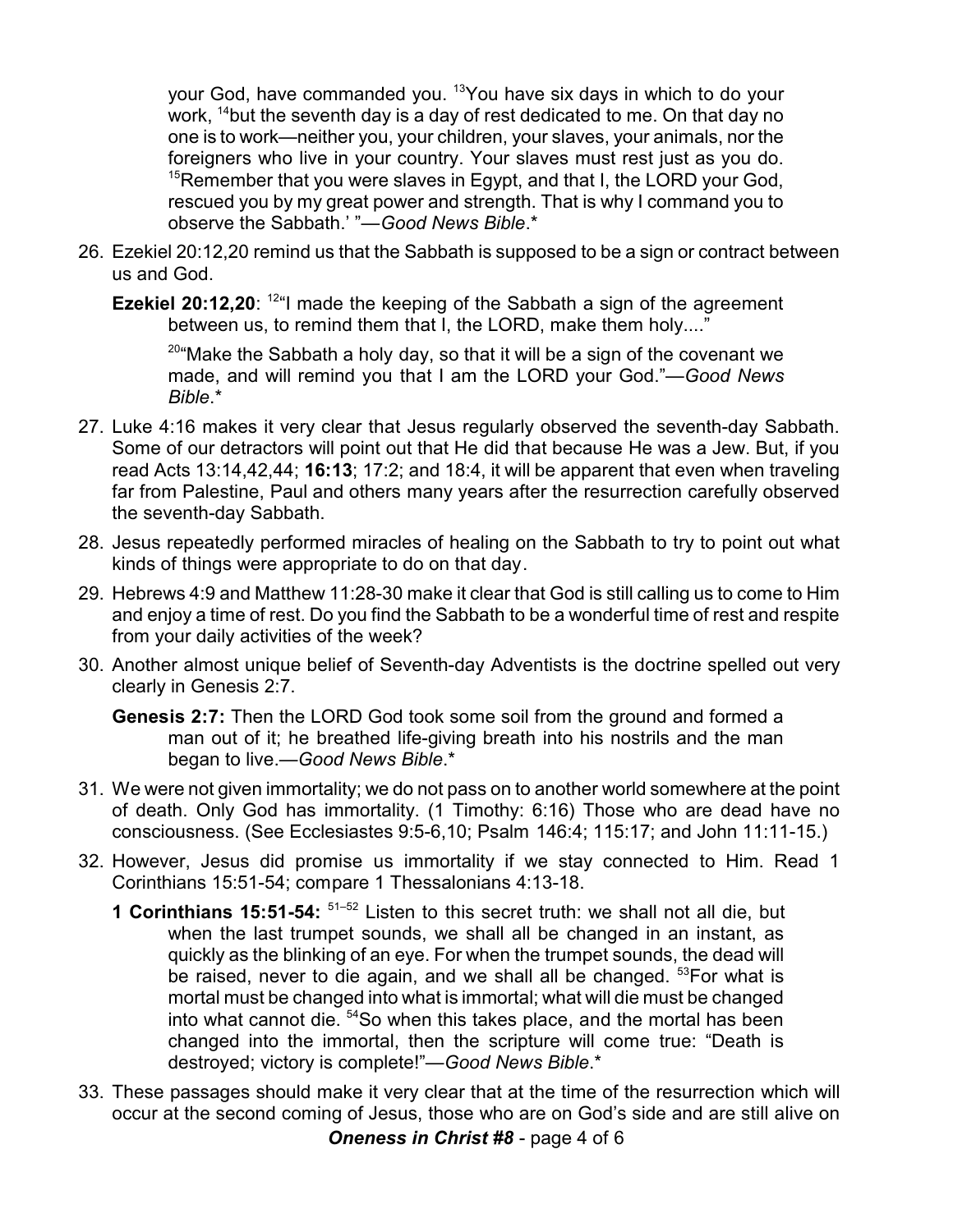your God, have commanded you. [13]You have six days in which to do your work, [14]but the seventh day is a day of rest dedicated to me. On that day no one is to work—neither you, your children, your slaves, your animals, nor the foreigners who live in your country. Your slaves must rest just as you do. [15]Remember that you were slaves in Egypt, and that I, the LORD your God, rescued you by my great power and strength. That is why I command you to observe the Sabbath.' "—*Good News Bible*.*

26. Ezekiel 20:12,20 remind us that the Sabbath is supposed to be a sign or contract between us and God.

    **Ezekiel 20:12,20**: [12]"I made the keeping of the Sabbath a sign of the agreement between us, to remind them that I, the LORD, make them holy...."

    [20]"Make the Sabbath a holy day, so that it will be a sign of the covenant we made, and will remind you that I am the LORD your God."—*Good News Bible*.*

27. Luke 4:16 makes it very clear that Jesus regularly observed the seventh-day Sabbath. Some of our detractors will point out that He did that because He was a Jew. But, if you read Acts 13:14,42,44; **16:13**; 17:2; and 18:4, it will be apparent that even when traveling far from Palestine, Paul and others many years after the resurrection carefully observed the seventh-day Sabbath.

28. Jesus repeatedly performed miracles of healing on the Sabbath to try to point out what kinds of things were appropriate to do on that day.

29. Hebrews 4:9 and Matthew 11:28-30 make it clear that God is still calling us to come to Him and enjoy a time of rest. Do you find the Sabbath to be a wonderful time of rest and respite from your daily activities of the week?

30. Another almost unique belief of Seventh-day Adventists is the doctrine spelled out very clearly in Genesis 2:7.

    **Genesis 2:7:** Then the LORD God took some soil from the ground and formed a man out of it; he breathed life-giving breath into his nostrils and the man began to live.—*Good News Bible*.*

31. We were not given immortality; we do not pass on to another world somewhere at the point of death. Only God has immortality. (1 Timothy: 6:16) Those who are dead have no consciousness. (See Ecclesiastes 9:5-6,10; Psalm 146:4; 115:17; and John 11:11-15.)

32. However, Jesus did promise us immortality if we stay connected to Him. Read 1 Corinthians 15:51-54; compare 1 Thessalonians 4:13-18.

    **1 Corinthians 15:51-54:** [51–52] Listen to this secret truth: we shall not all die, but when the last trumpet sounds, we shall all be changed in an instant, as quickly as the blinking of an eye. For when the trumpet sounds, the dead will be raised, never to die again, and we shall all be changed. [53]For what is mortal must be changed into what is immortal; what will die must be changed into what cannot die. [54]So when this takes place, and the mortal has been changed into the immortal, then the scripture will come true: "Death is destroyed; victory is complete!"—*Good News Bible*.*

33. These passages should make it very clear that at the time of the resurrection which will occur at the second coming of Jesus, those who are on God's side and are still alive on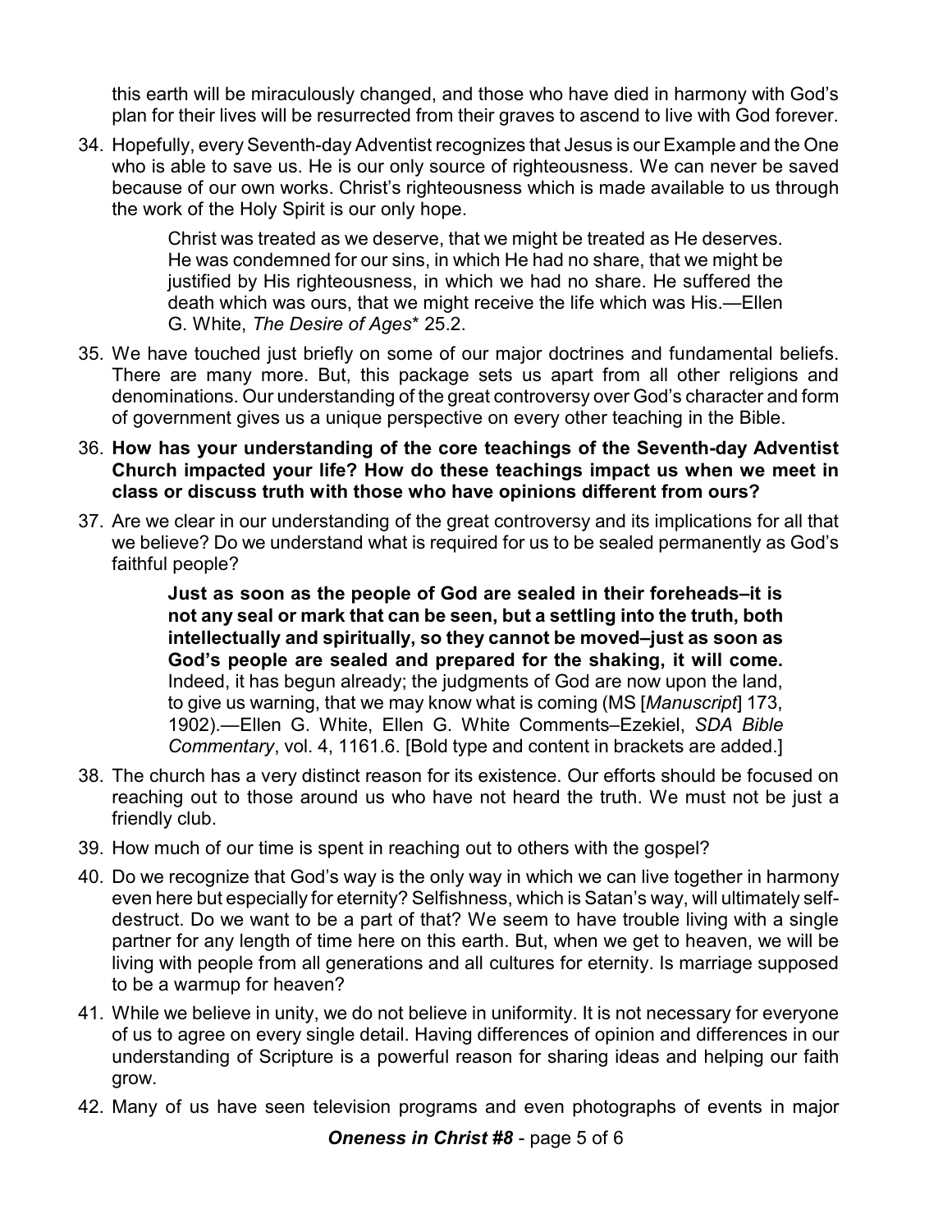this earth will be miraculously changed, and those who have died in harmony with God's plan for their lives will be resurrected from their graves to ascend to live with God forever.

34. Hopefully, every Seventh-day Adventist recognizes that Jesus is our Example and the One who is able to save us. He is our only source of righteousness. We can never be saved because of our own works. Christ's righteousness which is made available to us through the work of the Holy Spirit is our only hope.

> Christ was treated as we deserve, that we might be treated as He deserves. He was condemned for our sins, in which He had no share, that we might be justified by His righteousness, in which we had no share. He suffered the death which was ours, that we might receive the life which was His.—Ellen G. White, *The Desire of Ages** 25.2.

35. We have touched just briefly on some of our major doctrines and fundamental beliefs. There are many more. But, this package sets us apart from all other religions and denominations. Our understanding of the great controversy over God's character and form of government gives us a unique perspective on every other teaching in the Bible.

36. **How has your understanding of the core teachings of the Seventh-day Adventist Church impacted your life? How do these teachings impact us when we meet in class or discuss truth with those who have opinions different from ours?**

37. Are we clear in our understanding of the great controversy and its implications for all that we believe? Do we understand what is required for us to be sealed permanently as God's faithful people?

> **Just as soon as the people of God are sealed in their foreheads–it is not any seal or mark that can be seen, but a settling into the truth, both intellectually and spiritually, so they cannot be moved–just as soon as God's people are sealed and prepared for the shaking, it will come.** Indeed, it has begun already; the judgments of God are now upon the land, to give us warning, that we may know what is coming (MS [*Manuscript*] 173, 1902).—Ellen G. White, Ellen G. White Comments–Ezekiel, *SDA Bible Commentary*, vol. 4, 1161.6. [Bold type and content in brackets are added.]

38. The church has a very distinct reason for its existence. Our efforts should be focused on reaching out to those around us who have not heard the truth. We must not be just a friendly club.

39. How much of our time is spent in reaching out to others with the gospel?

40. Do we recognize that God's way is the only way in which we can live together in harmony even here but especially for eternity? Selfishness, which is Satan's way, will ultimately self-destruct. Do we want to be a part of that? We seem to have trouble living with a single partner for any length of time here on this earth. But, when we get to heaven, we will be living with people from all generations and all cultures for eternity. Is marriage supposed to be a warmup for heaven?

41. While we believe in unity, we do not believe in uniformity. It is not necessary for everyone of us to agree on every single detail. Having differences of opinion and differences in our understanding of Scripture is a powerful reason for sharing ideas and helping our faith grow.

42. Many of us have seen television programs and even photographs of events in major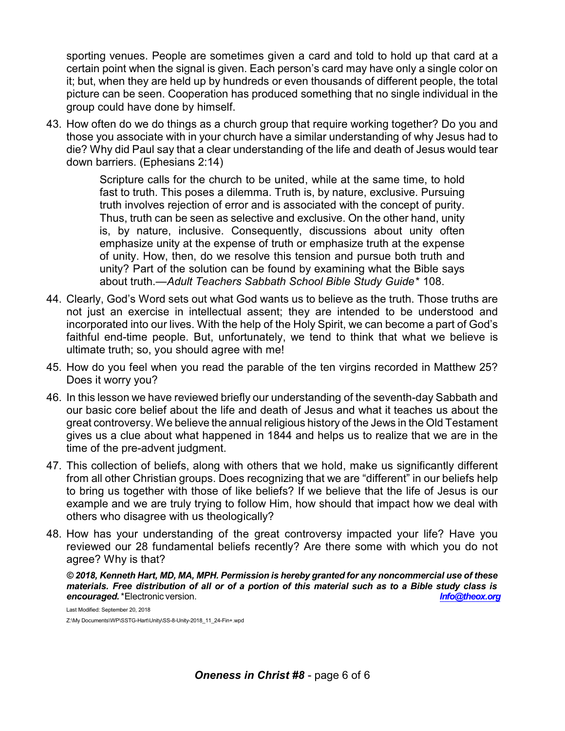sporting venues. People are sometimes given a card and told to hold up that card at a certain point when the signal is given. Each person's card may have only a single color on it; but, when they are held up by hundreds or even thousands of different people, the total picture can be seen. Cooperation has produced something that no single individual in the group could have done by himself.

43. How often do we do things as a church group that require working together? Do you and those you associate with in your church have a similar understanding of why Jesus had to die? Why did Paul say that a clear understanding of the life and death of Jesus would tear down barriers. (Ephesians 2:14)

> Scripture calls for the church to be united, while at the same time, to hold fast to truth. This poses a dilemma. Truth is, by nature, exclusive. Pursuing truth involves rejection of error and is associated with the concept of purity. Thus, truth can be seen as selective and exclusive. On the other hand, unity is, by nature, inclusive. Consequently, discussions about unity often emphasize unity at the expense of truth or emphasize truth at the expense of unity. How, then, do we resolve this tension and pursue both truth and unity? Part of the solution can be found by examining what the Bible says about truth.—*Adult Teachers Sabbath School Bible Study Guide** 108.

44. Clearly, God's Word sets out what God wants us to believe as the truth. Those truths are not just an exercise in intellectual assent; they are intended to be understood and incorporated into our lives. With the help of the Holy Spirit, we can become a part of God's faithful end-time people. But, unfortunately, we tend to think that what we believe is ultimate truth; so, you should agree with me!

45. How do you feel when you read the parable of the ten virgins recorded in Matthew 25? Does it worry you?

46. In this lesson we have reviewed briefly our understanding of the seventh-day Sabbath and our basic core belief about the life and death of Jesus and what it teaches us about the great controversy. We believe the annual religious history of the Jews in the Old Testament gives us a clue about what happened in 1844 and helps us to realize that we are in the time of the pre-advent judgment.

47. This collection of beliefs, along with others that we hold, make us significantly different from all other Christian groups. Does recognizing that we are "different" in our beliefs help to bring us together with those of like beliefs? If we believe that the life of Jesus is our example and we are truly trying to follow Him, how should that impact how we deal with others who disagree with us theologically?

48. How has your understanding of the great controversy impacted your life? Have you reviewed our 28 fundamental beliefs recently? Are there some with which you do not agree? Why is that?

***© 2018, Kenneth Hart, MD, MA, MPH. Permission is hereby granted for any noncommercial use of these materials. Free distribution of all or of a portion of this material such as to a Bible study class is encouraged.*** *Electronic version. ***Info@theox.org***

Last Modified: September 20, 2018

Z:\My Documents\WP\SSTG-Hart\Unity\SS-8-Unity-2018_11_24-Fin+.wpd